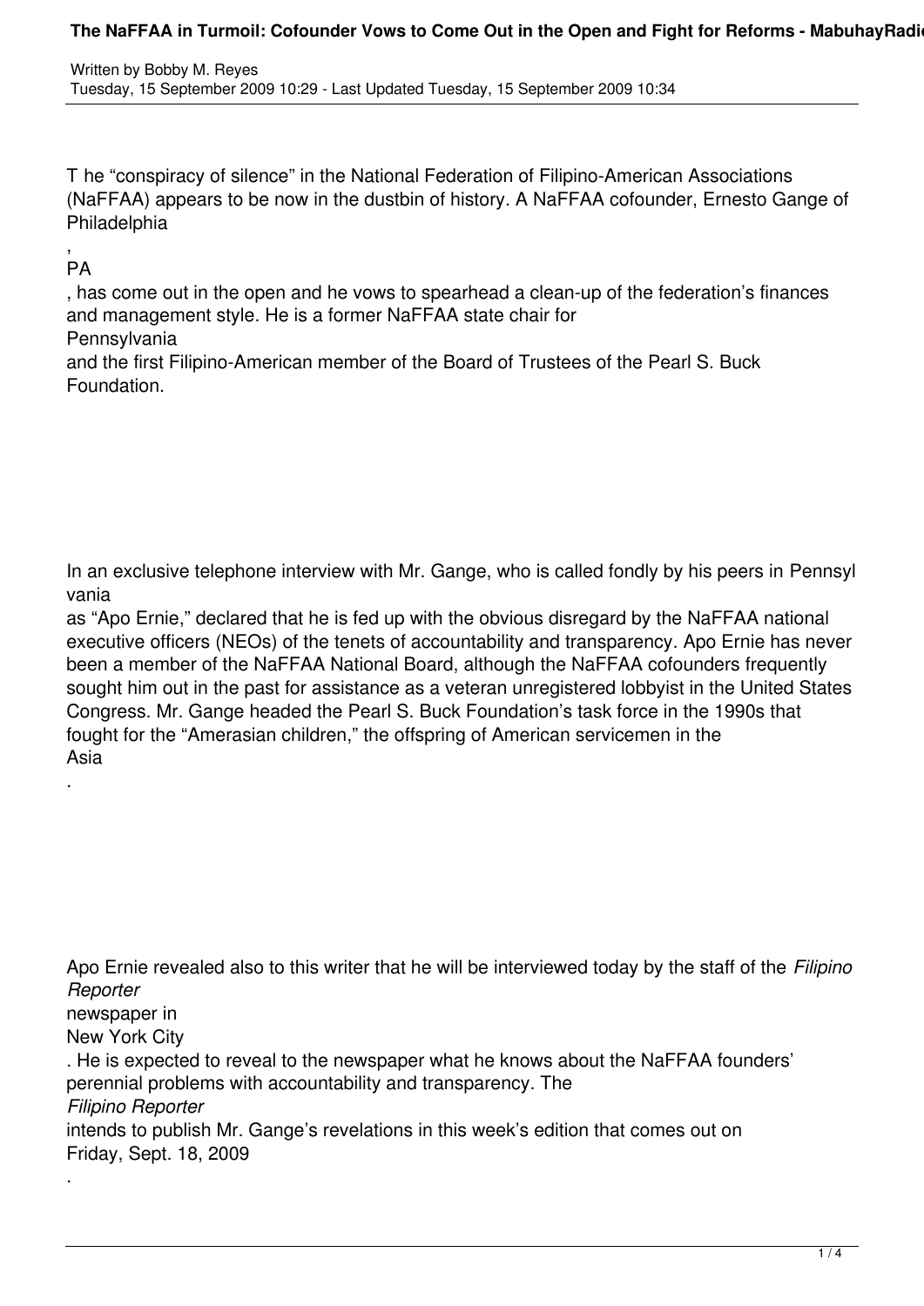# The NaFFAA in Turmoil: Cofounder Vows to Come Out in the Open and Fight for Reforms - MabuhayRadio

Written by Bobby M. Reyes
Tuesday, 15 September 2009 10:29 - Last Updated Tuesday, 15 September 2009 10:34

The "conspiracy of silence" in the National Federation of Filipino-American Associations (NaFFAA) appears to be now in the dustbin of history. A NaFFAA cofounder, Ernesto Gange of Philadelphia, PA, has come out in the open and he vows to spearhead a clean-up of the federation's finances and management style. He is a former NaFFAA state chair for Pennsylvania and the first Filipino-American member of the Board of Trustees of the Pearl S. Buck Foundation.

In an exclusive telephone interview with Mr. Gange, who is called fondly by his peers in Pennsylvania as "Apo Ernie," declared that he is fed up with the obvious disregard by the NaFFAA national executive officers (NEOs) of the tenets of accountability and transparency. Apo Ernie has never been a member of the NaFFAA National Board, although the NaFFAA cofounders frequently sought him out in the past for assistance as a veteran unregistered lobbyist in the United States Congress. Mr. Gange headed the Pearl S. Buck Foundation's task force in the 1990s that fought for the "Amerasian children," the offspring of American servicemen in the Asia.

Apo Ernie revealed also to this writer that he will be interviewed today by the staff of the *Filipino Reporter* newspaper in New York City. He is expected to reveal to the newspaper what he knows about the NaFFAA founders' perennial problems with accountability and transparency. The *Filipino Reporter* intends to publish Mr. Gange's revelations in this week's edition that comes out on Friday, Sept. 18, 2009.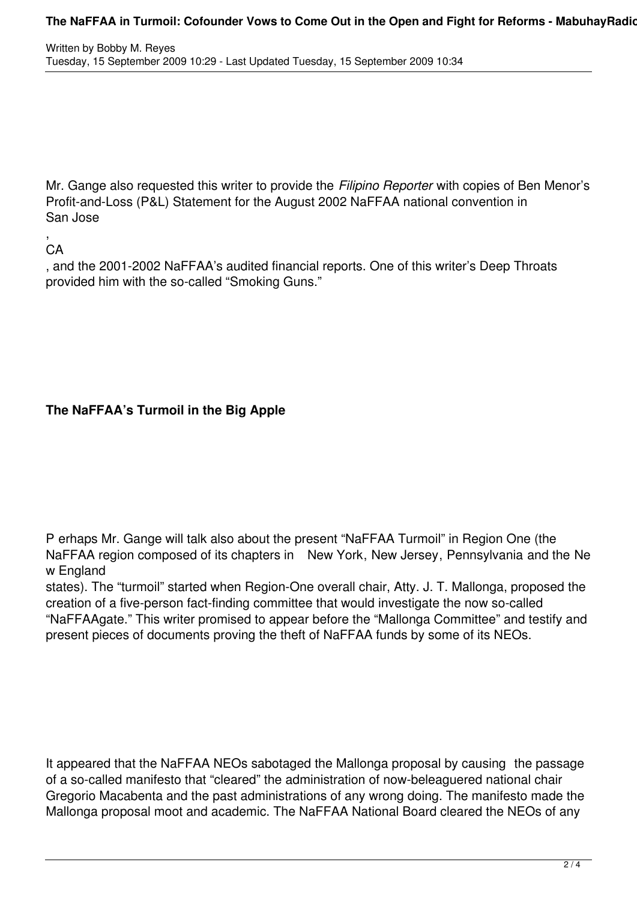Mr. Gange also requested this writer to provide the *Filipino Reporter* with copies of Ben Menor's Profit-and-Loss (P&L) Statement for the August 2002 NaFFAA national convention in San Jose, CA, and the 2001-2002 NaFFAA's audited financial reports. One of this writer's Deep Throats provided him with the so-called "Smoking Guns."

**The NaFFAA's Turmoil in the Big Apple**

Perhaps Mr. Gange will talk also about the present "NaFFAA Turmoil" in Region One (the NaFFAA region composed of its chapters in New York, New Jersey, Pennsylvania and the New England states). The "turmoil" started when Region-One overall chair, Atty. J. T. Mallonga, proposed the creation of a five-person fact-finding committee that would investigate the now so-called "NaFFAAgate." This writer promised to appear before the "Mallonga Committee" and testify and present pieces of documents proving the theft of NaFFAA funds by some of its NEOs.

It appeared that the NaFFAA NEOs sabotaged the Mallonga proposal by causing the passage of a so-called manifesto that "cleared" the administration of now-beleaguered national chair Gregorio Macabenta and the past administrations of any wrong doing. The manifesto made the Mallonga proposal moot and academic. The NaFFAA National Board cleared the NEOs of any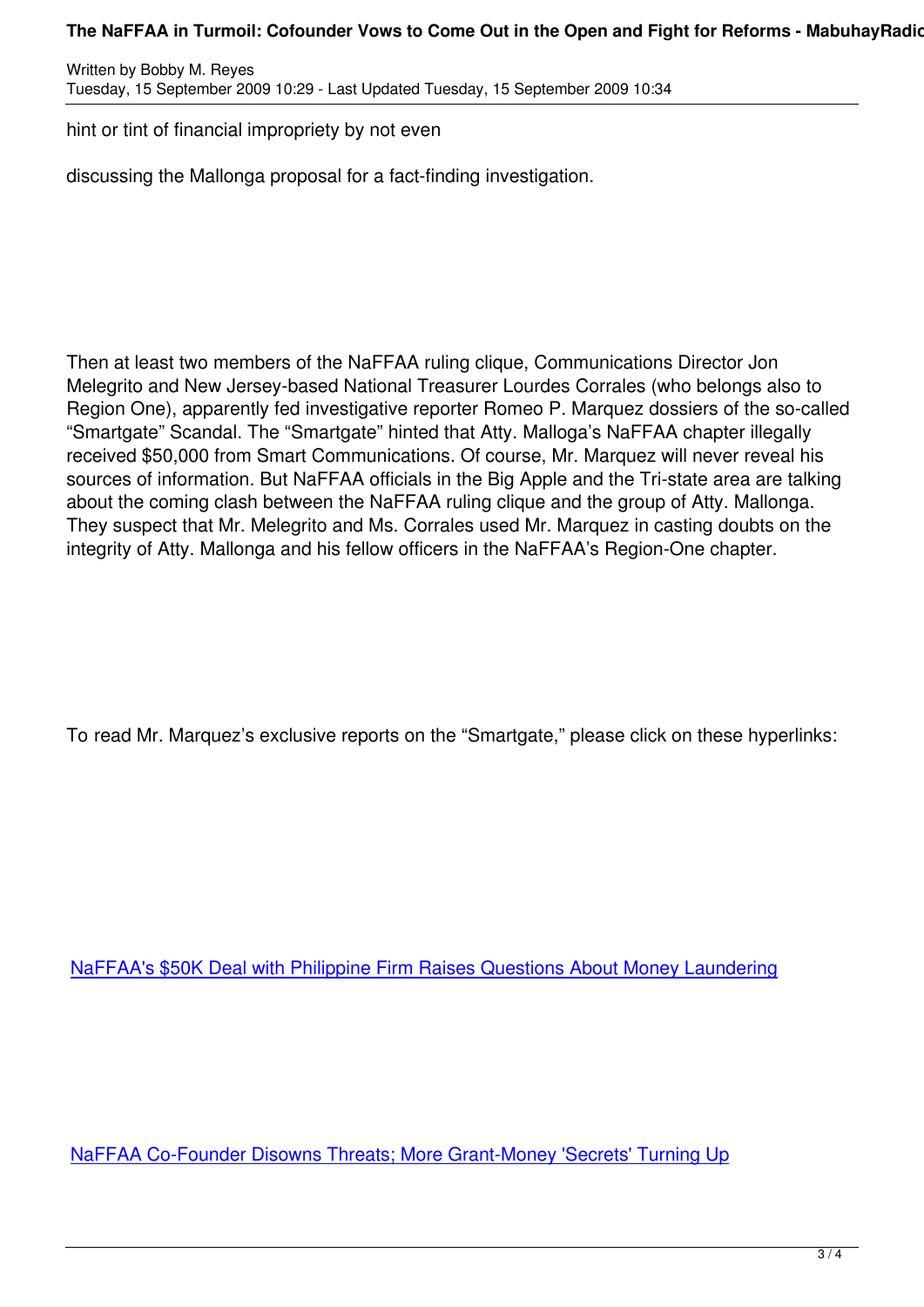hint or tint of financial impropriety by not even

discussing the Mallonga proposal for a fact-finding investigation.

Then at least two members of the NaFFAA ruling clique, Communications Director Jon Melegrito and New Jersey-based National Treasurer Lourdes Corrales (who belongs also to Region One), apparently fed investigative reporter Romeo P. Marquez dossiers of the so-called "Smartgate" Scandal. The "Smartgate" hinted that Atty. Malloga's NaFFAA chapter illegally received $50,000 from Smart Communications. Of course, Mr. Marquez will never reveal his sources of information. But NaFFAA officials in the Big Apple and the Tri-state area are talking about the coming clash between the NaFFAA ruling clique and the group of Atty. Mallonga. They suspect that Mr. Melegrito and Ms. Corrales used Mr. Marquez in casting doubts on the integrity of Atty. Mallonga and his fellow officers in the NaFFAA's Region-One chapter.

To read Mr. Marquez's exclusive reports on the "Smartgate," please click on these hyperlinks:

NaFFAA's $50K Deal with Philippine Firm Raises Questions About Money Laundering

NaFFAA Co-Founder Disowns Threats; More Grant-Money 'Secrets' Turning Up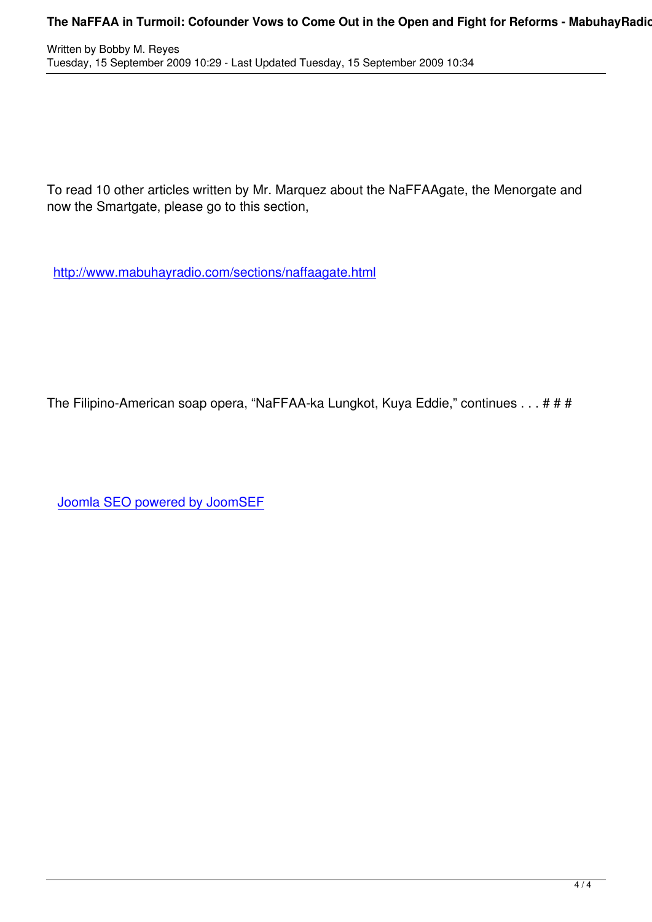To read 10 other articles written by Mr. Marquez about the NaFFAAgate, the Menorgate and now the Smartgate, please go to this section,

http://www.mabuhayradio.com/sections/naffaagate.html

The Filipino-American soap opera, “NaFFAA-ka Lungkot, Kuya Eddie,” continues . . . # # #

Joomla SEO powered by JoomSEF